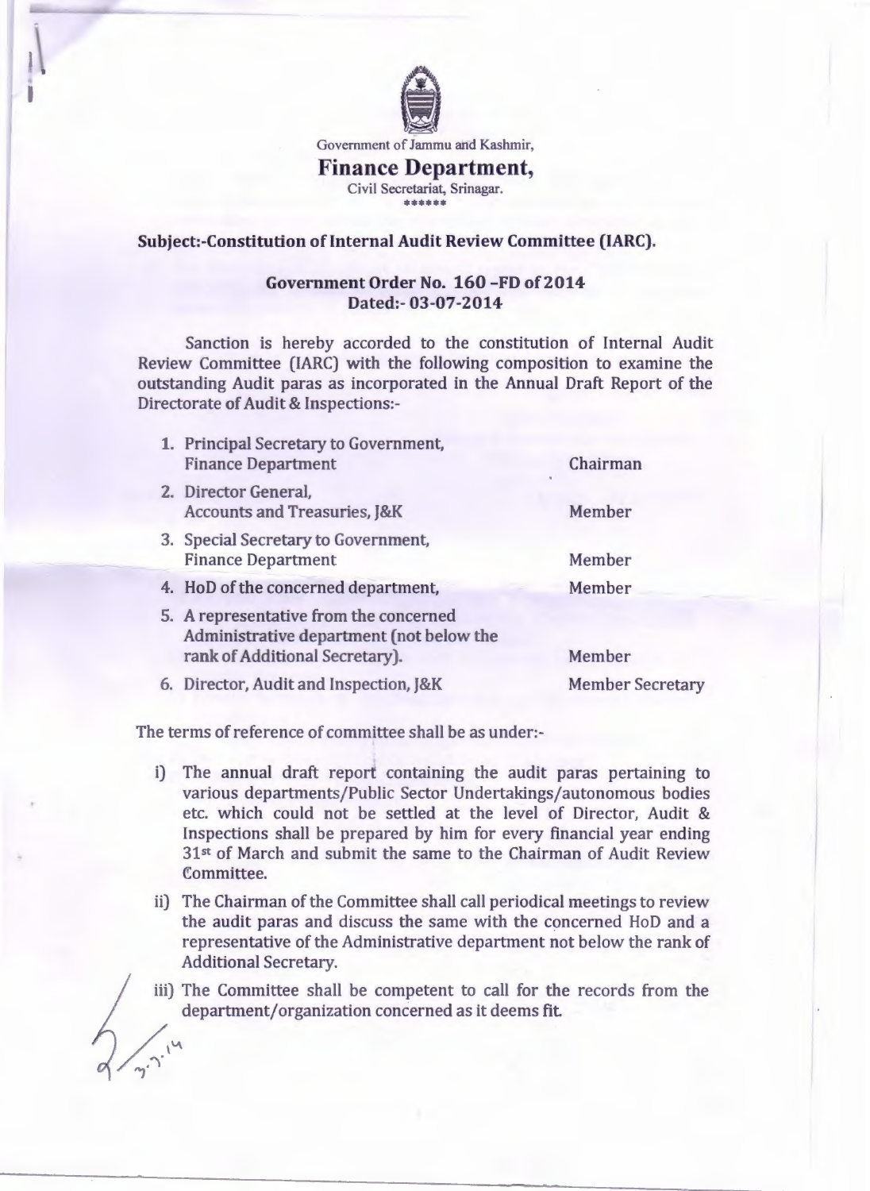Government of Jammu and Kashmir,

# Finance Department,

Civil Secretariat, Srinagar.

******

**Subject:-Constitution of Internal Audit Review Committee (IARC).**

**Government Order No. 160 -FD of 2014**
**Dated:- 03-07-2014**

Sanction is hereby accorded to the constitution of Internal Audit Review Committee (IARC) with the following composition to examine the outstanding Audit paras as incorporated in the Annual Draft Report of the Directorate of Audit & Inspections:-

1. Principal Secretary to Government, Finance Department — Chairman
2. Director General, Accounts and Treasuries, J&K — Member
3. Special Secretary to Government, Finance Department — Member
4. HoD of the concerned department, — Member
5. A representative from the concerned Administrative department (not below the rank of Additional Secretary). — Member
6. Director, Audit and Inspection, J&K — Member Secretary

The terms of reference of committee shall be as under:-

i) The annual draft report containing the audit paras pertaining to various departments/Public Sector Undertakings/autonomous bodies etc. which could not be settled at the level of Director, Audit & Inspections shall be prepared by him for every financial year ending 31st of March and submit the same to the Chairman of Audit Review Committee.

ii) The Chairman of the Committee shall call periodical meetings to review the audit paras and discuss the same with the concerned HoD and a representative of the Administrative department not below the rank of Additional Secretary.

iii) The Committee shall be competent to call for the records from the department/organization concerned as it deems fit.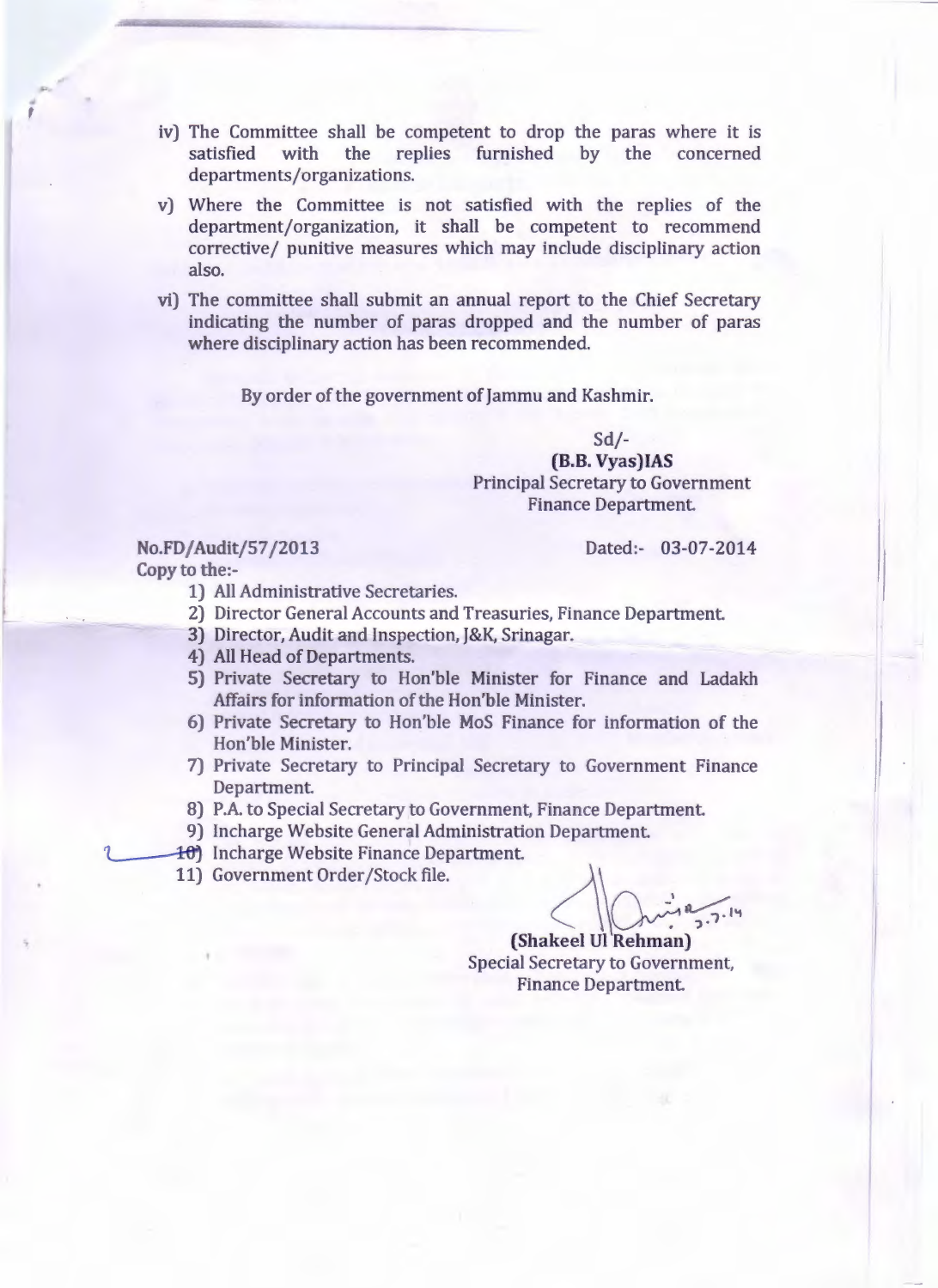iv) The Committee shall be competent to drop the paras where it is satisfied with the replies furnished by the concerned departments/organizations.

v) Where the Committee is not satisfied with the replies of the department/organization, it shall be competent to recommend corrective/ punitive measures which may include disciplinary action also.

vi) The committee shall submit an annual report to the Chief Secretary indicating the number of paras dropped and the number of paras where disciplinary action has been recommended.

By order of the government of Jammu and Kashmir.

Sd/-
**(B.B. Vyas)IAS**
Principal Secretary to Government
Finance Department.

No.FD/Audit/57/2013 Dated:- 03-07-2014

Copy to the:-

1) All Administrative Secretaries.
2) Director General Accounts and Treasuries, Finance Department.
3) Director, Audit and Inspection, J&K, Srinagar.
4) All Head of Departments.
5) Private Secretary to Hon'ble Minister for Finance and Ladakh Affairs for information of the Hon'ble Minister.
6) Private Secretary to Hon'ble MoS Finance for information of the Hon'ble Minister.
7) Private Secretary to Principal Secretary to Government Finance Department.
8) P.A. to Special Secretary to Government, Finance Department.
9) Incharge Website General Administration Department.
10) Incharge Website Finance Department.
11) Government Order/Stock file.

**(Shakeel Ul Rehman)**
Special Secretary to Government,
Finance Department.